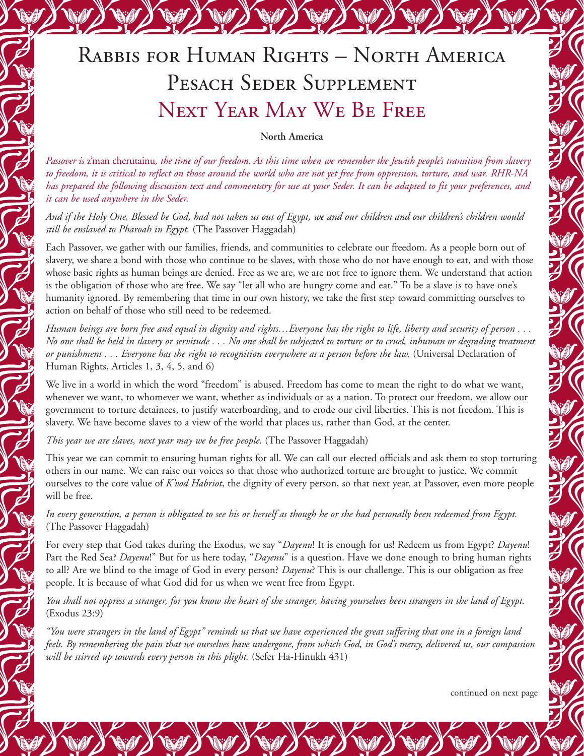# Rabbis for Human Rights – North America
# Pesach Seder Supplement
# Next Year May We Be Free

**North America**

*Passover is* z'man cherutainu*, the time of our freedom. At this time when we remember the Jewish people's transition from slavery to freedom, it is critical to reflect on those around the world who are not yet free from oppression, torture, and war. RHR-NA has prepared the following discussion text and commentary for use at your Seder. It can be adapted to fit your preferences, and it can be used anywhere in the Seder.*

*And if the Holy One, Blessed be God, had not taken us out of Egypt, we and our children and our children's children would still be enslaved to Pharoah in Egypt.* (The Passover Haggadah)

Each Passover, we gather with our families, friends, and communities to celebrate our freedom. As a people born out of slavery, we share a bond with those who continue to be slaves, with those who do not have enough to eat, and with those whose basic rights as human beings are denied. Free as we are, we are not free to ignore them. We understand that action is the obligation of those who are free. We say "let all who are hungry come and eat." To be a slave is to have one's humanity ignored. By remembering that time in our own history, we take the first step toward committing ourselves to action on behalf of those who still need to be redeemed.

*Human beings are born free and equal in dignity and rights…Everyone has the right to life, liberty and security of person . . . No one shall be held in slavery or servitude . . . No one shall be subjected to torture or to cruel, inhuman or degrading treatment or punishment . . . Everyone has the right to recognition everywhere as a person before the law.* (Universal Declaration of Human Rights, Articles 1, 3, 4, 5, and 6)

We live in a world in which the word "freedom" is abused. Freedom has come to mean the right to do what we want, whenever we want, to whomever we want, whether as individuals or as a nation. To protect our freedom, we allow our government to torture detainees, to justify waterboarding, and to erode our civil liberties. This is not freedom. This is slavery. We have become slaves to a view of the world that places us, rather than God, at the center.

*This year we are slaves, next year may we be free people.* (The Passover Haggadah)

This year we can commit to ensuring human rights for all. We can call our elected officials and ask them to stop torturing others in our name. We can raise our voices so that those who authorized torture are brought to justice. We commit ourselves to the core value of *K'vod Habriot*, the dignity of every person, so that next year, at Passover, even more people will be free.

*In every generation, a person is obligated to see his or herself as though he or she had personally been redeemed from Egypt.* (The Passover Haggadah)

For every step that God takes during the Exodus, we say "*Dayenu*! It is enough for us! Redeem us from Egypt? *Dayenu*! Part the Red Sea? *Dayenu*!" But for us here today, "*Dayenu*" is a question. Have we done enough to bring human rights to all? Are we blind to the image of God in every person? *Dayenu*? This is our challenge. This is our obligation as free people. It is because of what God did for us when we went free from Egypt.

*You shall not oppress a stranger, for you know the heart of the stranger, having yourselves been strangers in the land of Egypt.* (Exodus 23:9)

*"You were strangers in the land of Egypt" reminds us that we have experienced the great suffering that one in a foreign land feels. By remembering the pain that we ourselves have undergone, from which God, in God's mercy, delivered us, our compassion will be stirred up towards every person in this plight.* (Sefer Ha-Hinukh 431)

continued on next page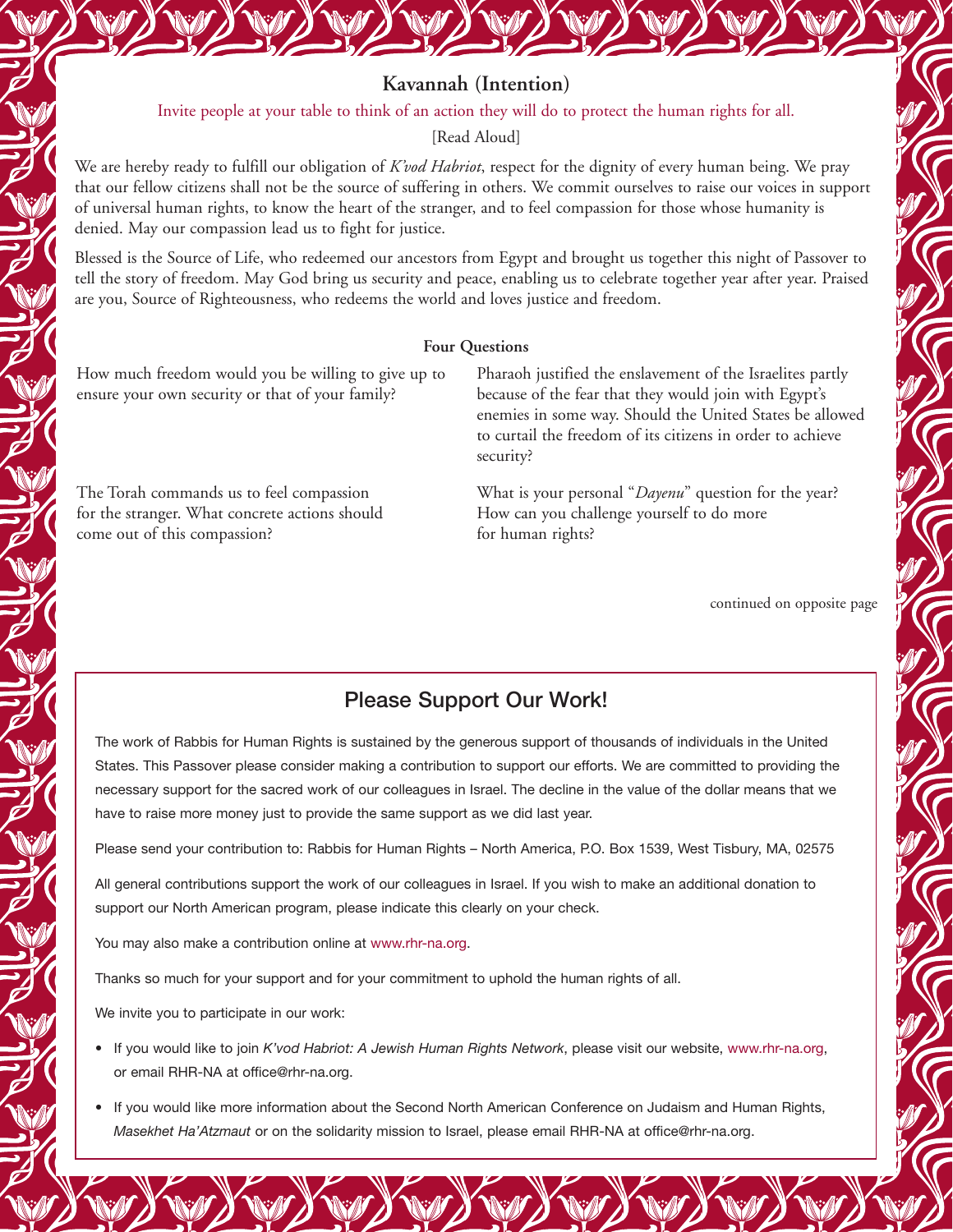## Kavannah (Intention)

Invite people at your table to think of an action they will do to protect the human rights for all.

[Read Aloud]

We are hereby ready to fulfill our obligation of *K'vod Habriot*, respect for the dignity of every human being. We pray that our fellow citizens shall not be the source of suffering in others. We commit ourselves to raise our voices in support of universal human rights, to know the heart of the stranger, and to feel compassion for those whose humanity is denied. May our compassion lead us to fight for justice.

Blessed is the Source of Life, who redeemed our ancestors from Egypt and brought us together this night of Passover to tell the story of freedom. May God bring us security and peace, enabling us to celebrate together year after year. Praised are you, Source of Righteousness, who redeems the world and loves justice and freedom.

### Four Questions

How much freedom would you be willing to give up to ensure your own security or that of your family?

The Torah commands us to feel compassion for the stranger. What concrete actions should come out of this compassion?

Pharaoh justified the enslavement of the Israelites partly because of the fear that they would join with Egypt's enemies in some way. Should the United States be allowed to curtail the freedom of its citizens in order to achieve security?

What is your personal "*Dayenu*" question for the year? How can you challenge yourself to do more for human rights?

continued on opposite page

## Please Support Our Work!

The work of Rabbis for Human Rights is sustained by the generous support of thousands of individuals in the United States. This Passover please consider making a contribution to support our efforts. We are committed to providing the necessary support for the sacred work of our colleagues in Israel. The decline in the value of the dollar means that we have to raise more money just to provide the same support as we did last year.

Please send your contribution to: Rabbis for Human Rights – North America, P.O. Box 1539, West Tisbury, MA, 02575

All general contributions support the work of our colleagues in Israel. If you wish to make an additional donation to support our North American program, please indicate this clearly on your check.

You may also make a contribution online at www.rhr-na.org.

Thanks so much for your support and for your commitment to uphold the human rights of all.

We invite you to participate in our work:

- If you would like to join *K'vod Habriot: A Jewish Human Rights Network*, please visit our website, www.rhr-na.org, or email RHR-NA at office@rhr-na.org.
- If you would like more information about the Second North American Conference on Judaism and Human Rights, *Masekhet Ha'Atzmaut* or on the solidarity mission to Israel, please email RHR-NA at office@rhr-na.org.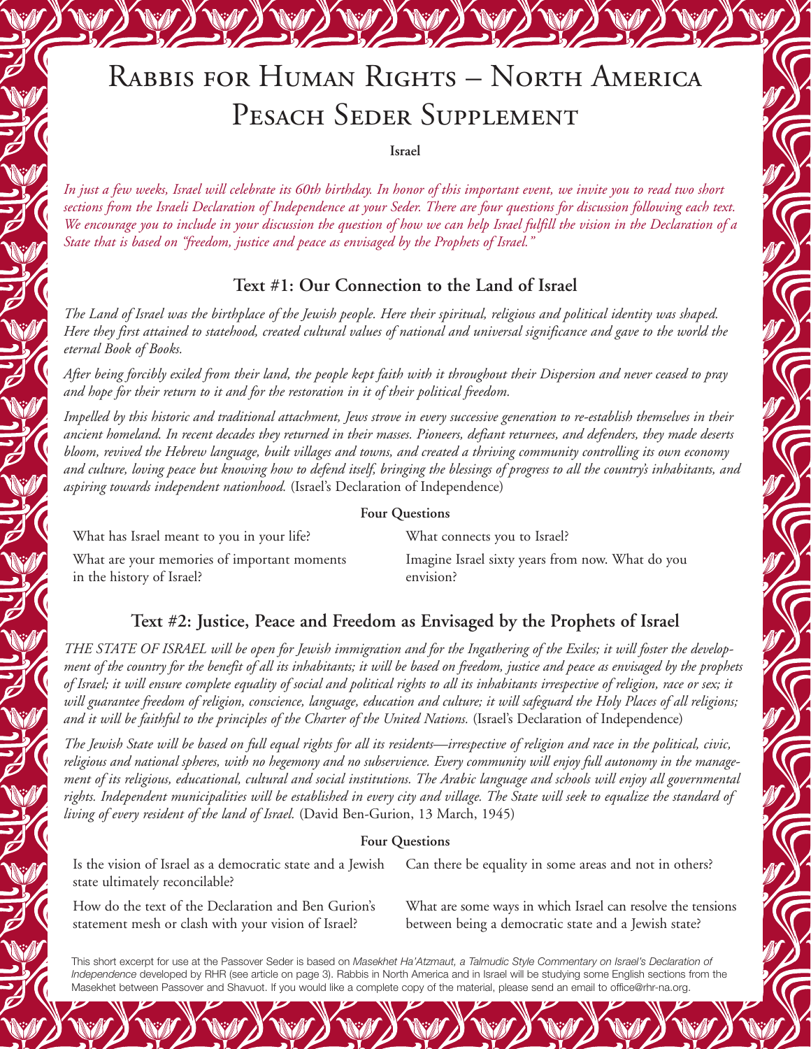# Rabbis for Human Rights – North America
# Pesach Seder Supplement

**Israel**

*In just a few weeks, Israel will celebrate its 60th birthday. In honor of this important event, we invite you to read two short sections from the Israeli Declaration of Independence at your Seder. There are four questions for discussion following each text. We encourage you to include in your discussion the question of how we can help Israel fulfill the vision in the Declaration of a State that is based on "freedom, justice and peace as envisaged by the Prophets of Israel."*

## Text #1: Our Connection to the Land of Israel

*The Land of Israel was the birthplace of the Jewish people. Here their spiritual, religious and political identity was shaped. Here they first attained to statehood, created cultural values of national and universal significance and gave to the world the eternal Book of Books.*

*After being forcibly exiled from their land, the people kept faith with it throughout their Dispersion and never ceased to pray and hope for their return to it and for the restoration in it of their political freedom.*

*Impelled by this historic and traditional attachment, Jews strove in every successive generation to re-establish themselves in their ancient homeland. In recent decades they returned in their masses. Pioneers, defiant returnees, and defenders, they made deserts bloom, revived the Hebrew language, built villages and towns, and created a thriving community controlling its own economy and culture, loving peace but knowing how to defend itself, bringing the blessings of progress to all the country's inhabitants, and aspiring towards independent nationhood.* (Israel's Declaration of Independence)

**Four Questions**

What has Israel meant to you in your life?

What are your memories of important moments in the history of Israel?

What connects you to Israel?

Imagine Israel sixty years from now. What do you envision?

## Text #2: Justice, Peace and Freedom as Envisaged by the Prophets of Israel

*THE STATE OF ISRAEL will be open for Jewish immigration and for the Ingathering of the Exiles; it will foster the development of the country for the benefit of all its inhabitants; it will be based on freedom, justice and peace as envisaged by the prophets of Israel; it will ensure complete equality of social and political rights to all its inhabitants irrespective of religion, race or sex; it will guarantee freedom of religion, conscience, language, education and culture; it will safeguard the Holy Places of all religions; and it will be faithful to the principles of the Charter of the United Nations.* (Israel's Declaration of Independence)

*The Jewish State will be based on full equal rights for all its residents—irrespective of religion and race in the political, civic, religious and national spheres, with no hegemony and no subservience. Every community will enjoy full autonomy in the management of its religious, educational, cultural and social institutions. The Arabic language and schools will enjoy all governmental rights. Independent municipalities will be established in every city and village. The State will seek to equalize the standard of living of every resident of the land of Israel.* (David Ben-Gurion, 13 March, 1945)

**Four Questions**

Is the vision of Israel as a democratic state and a Jewish state ultimately reconcilable?

How do the text of the Declaration and Ben Gurion's statement mesh or clash with your vision of Israel?

Can there be equality in some areas and not in others?

What are some ways in which Israel can resolve the tensions between being a democratic state and a Jewish state?

This short excerpt for use at the Passover Seder is based on *Masekhet Ha'Atzmaut, a Talmudic Style Commentary on Israel's Declaration of Independence* developed by RHR (see article on page 3). Rabbis in North America and in Israel will be studying some English sections from the Masekhet between Passover and Shavuot. If you would like a complete copy of the material, please send an email to office@rhr-na.org.